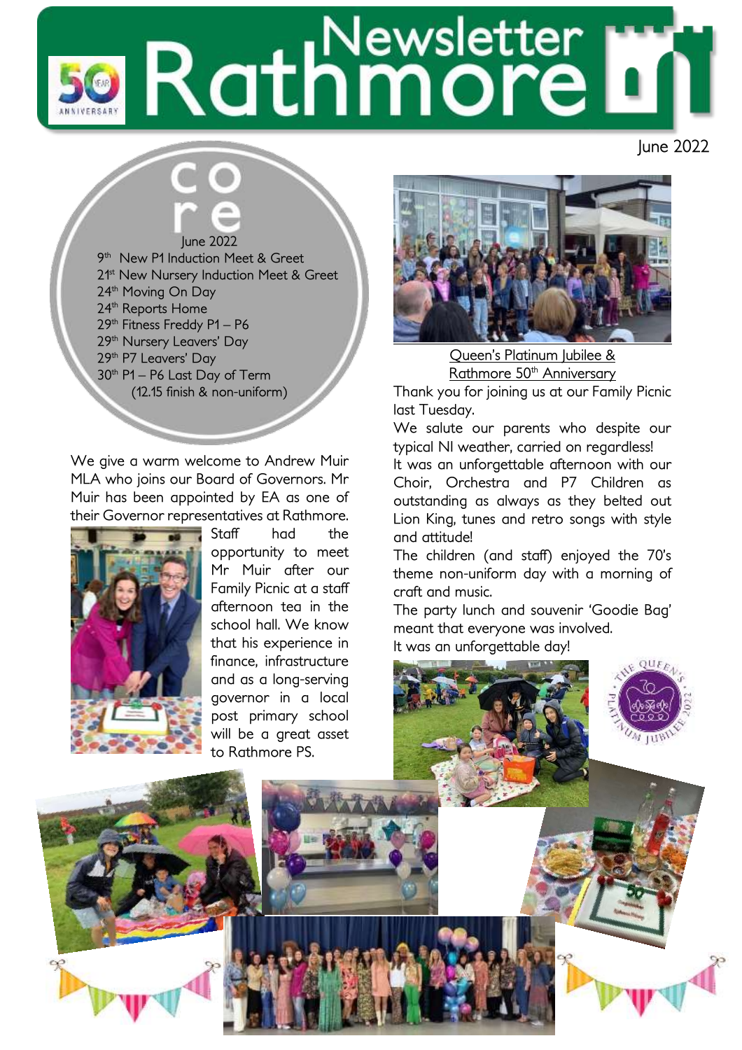# Rathmore Newsletter

June 2022

## core

June 2022

- 9th New P1 Induction Meet & Greet
- 21st New Nursery Induction Meet & Greet
- 24th Moving On Day
- 24th Reports Home
- 29th Fitness Freddy P1 – P6
- 29th Nursery Leavers' Day
- 29th P7 Leavers' Day
- 30th P1 – P6 Last Day of Term (12.15 finish & non-uniform)

We give a warm welcome to Andrew Muir MLA who joins our Board of Governors. Mr Muir has been appointed by EA as one of their Governor representatives at Rathmore. Staff had the opportunity to meet Mr Muir after our Family Picnic at a staff afternoon tea in the school hall. We know that his experience in finance, infrastructure and as a long-serving governor in a local post primary school will be a great asset to Rathmore PS.

## Queen's Platinum Jubilee & Rathmore 50th Anniversary

Thank you for joining us at our Family Picnic last Tuesday.

We salute our parents who despite our typical NI weather, carried on regardless!

It was an unforgettable afternoon with our Choir, Orchestra and P7 Children as outstanding as always as they belted out Lion King, tunes and retro songs with style and attitude!

The children (and staff) enjoyed the 70's theme non-uniform day with a morning of craft and music.

The party lunch and souvenir 'Goodie Bag' meant that everyone was involved.

It was an unforgettable day!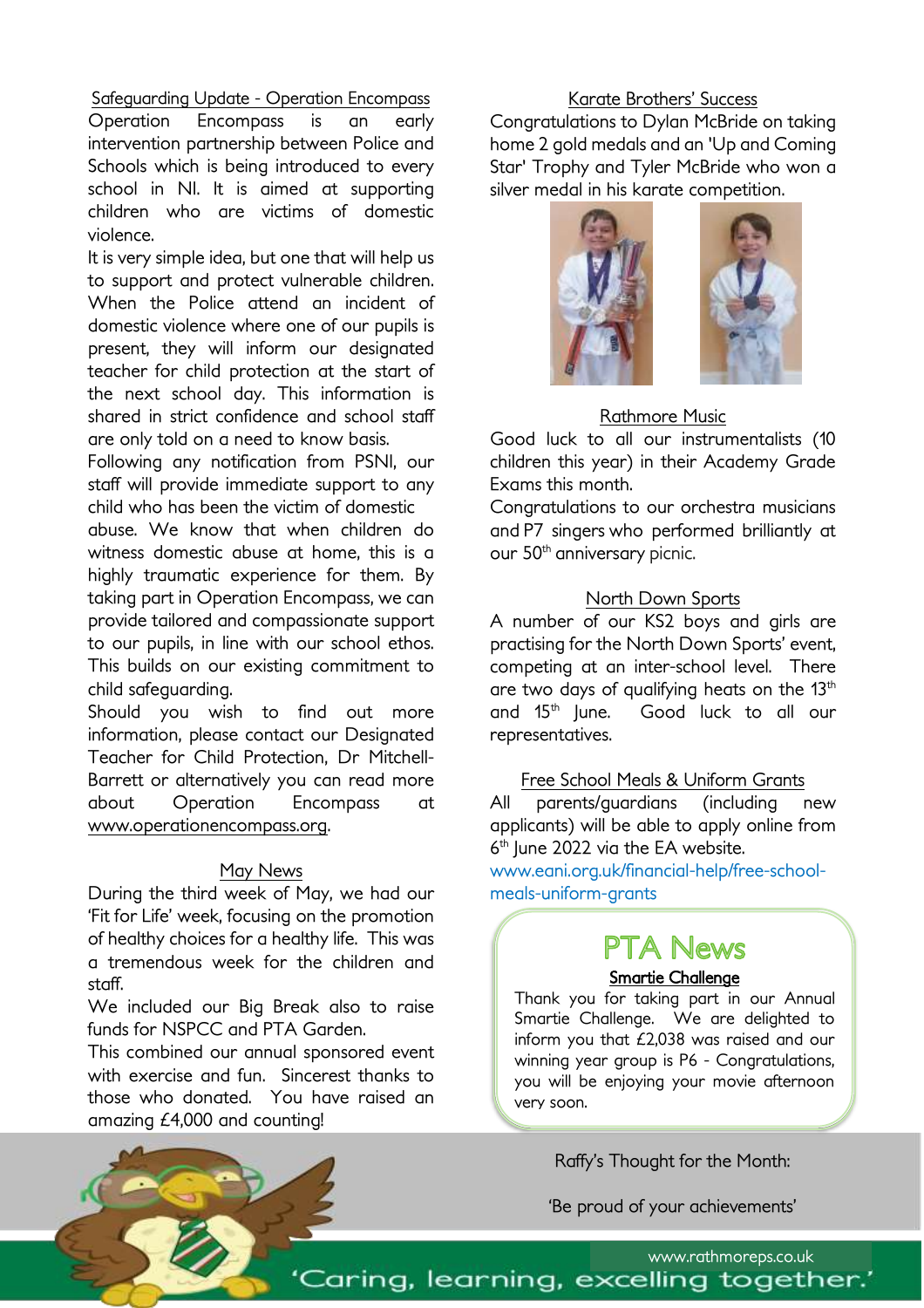## Safeguarding Update - Operation Encompass

Operation Encompass is an early intervention partnership between Police and Schools which is being introduced to every school in NI. It is aimed at supporting children who are victims of domestic violence.

It is very simple idea, but one that will help us to support and protect vulnerable children. When the Police attend an incident of domestic violence where one of our pupils is present, they will inform our designated teacher for child protection at the start of the next school day. This information is shared in strict confidence and school staff are only told on a need to know basis.

Following any notification from PSNI, our staff will provide immediate support to any child who has been the victim of domestic abuse. We know that when children do witness domestic abuse at home, this is a highly traumatic experience for them. By taking part in Operation Encompass, we can provide tailored and compassionate support to our pupils, in line with our school ethos. This builds on our existing commitment to child safeguarding.

Should you wish to find out more information, please contact our Designated Teacher for Child Protection, Dr Mitchell-Barrett or alternatively you can read more about Operation Encompass at www.operationencompass.org.

## May News

During the third week of May, we had our 'Fit for Life' week, focusing on the promotion of healthy choices for a healthy life. This was a tremendous week for the children and staff.

We included our Big Break also to raise funds for NSPCC and PTA Garden.

This combined our annual sponsored event with exercise and fun. Sincerest thanks to those who donated. You have raised an amazing £4,000 and counting!

## Karate Brothers' Success

Congratulations to Dylan McBride on taking home 2 gold medals and an 'Up and Coming Star' Trophy and Tyler McBride who won a silver medal in his karate competition.

## Rathmore Music

Good luck to all our instrumentalists (10 children this year) in their Academy Grade Exams this month.

Congratulations to our orchestra musicians and P7 singers who performed brilliantly at our 50th anniversary picnic.

## North Down Sports

A number of our KS2 boys and girls are practising for the North Down Sports' event, competing at an inter-school level. There are two days of qualifying heats on the 13th and 15th June. Good luck to all our representatives.

## Free School Meals & Uniform Grants

All parents/guardians (including new applicants) will be able to apply online from 6th June 2022 via the EA website. www.eani.org.uk/financial-help/free-school-meals-uniform-grants

# PTA News

**Smartie Challenge**

Thank you for taking part in our Annual Smartie Challenge. We are delighted to inform you that £2,038 was raised and our winning year group is P6 - Congratulations, you will be enjoying your movie afternoon very soon.

Raffy's Thought for the Month:

'Be proud of your achievements'

www.rathmoreps.co.uk

'Caring, learning, excelling together.'